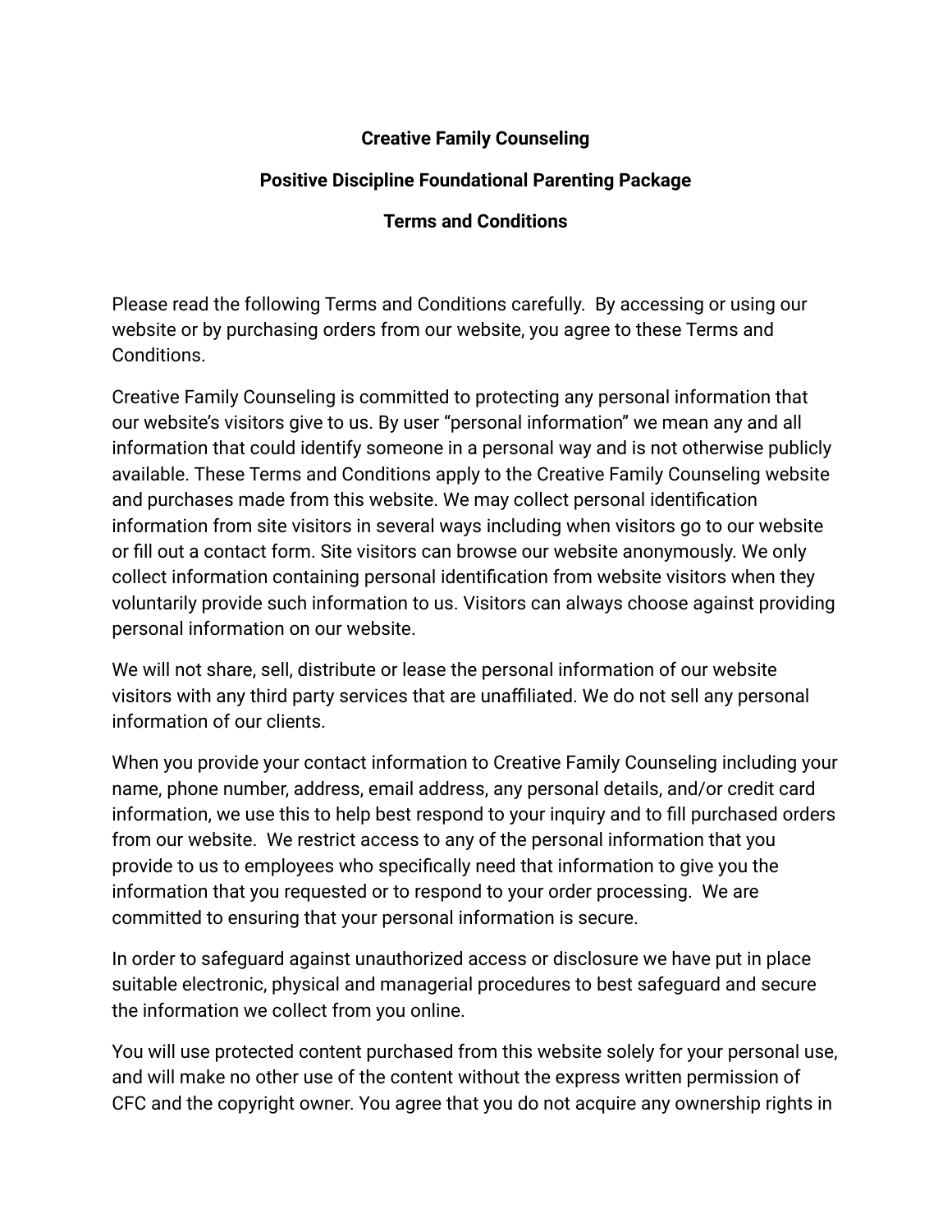**Creative Family Counseling**

**Positive Discipline Foundational Parenting Package**

**Terms and Conditions**

Please read the following Terms and Conditions carefully. By accessing or using our website or by purchasing orders from our website, you agree to these Terms and Conditions.

Creative Family Counseling is committed to protecting any personal information that our website's visitors give to us. By user "personal information" we mean any and all information that could identify someone in a personal way and is not otherwise publicly available. These Terms and Conditions apply to the Creative Family Counseling website and purchases made from this website. We may collect personal identification information from site visitors in several ways including when visitors go to our website or fill out a contact form. Site visitors can browse our website anonymously. We only collect information containing personal identification from website visitors when they voluntarily provide such information to us. Visitors can always choose against providing personal information on our website.

We will not share, sell, distribute or lease the personal information of our website visitors with any third party services that are unaffiliated. We do not sell any personal information of our clients.

When you provide your contact information to Creative Family Counseling including your name, phone number, address, email address, any personal details, and/or credit card information, we use this to help best respond to your inquiry and to fill purchased orders from our website. We restrict access to any of the personal information that you provide to us to employees who specifically need that information to give you the information that you requested or to respond to your order processing. We are committed to ensuring that your personal information is secure.

In order to safeguard against unauthorized access or disclosure we have put in place suitable electronic, physical and managerial procedures to best safeguard and secure the information we collect from you online.

You will use protected content purchased from this website solely for your personal use, and will make no other use of the content without the express written permission of CFC and the copyright owner. You agree that you do not acquire any ownership rights in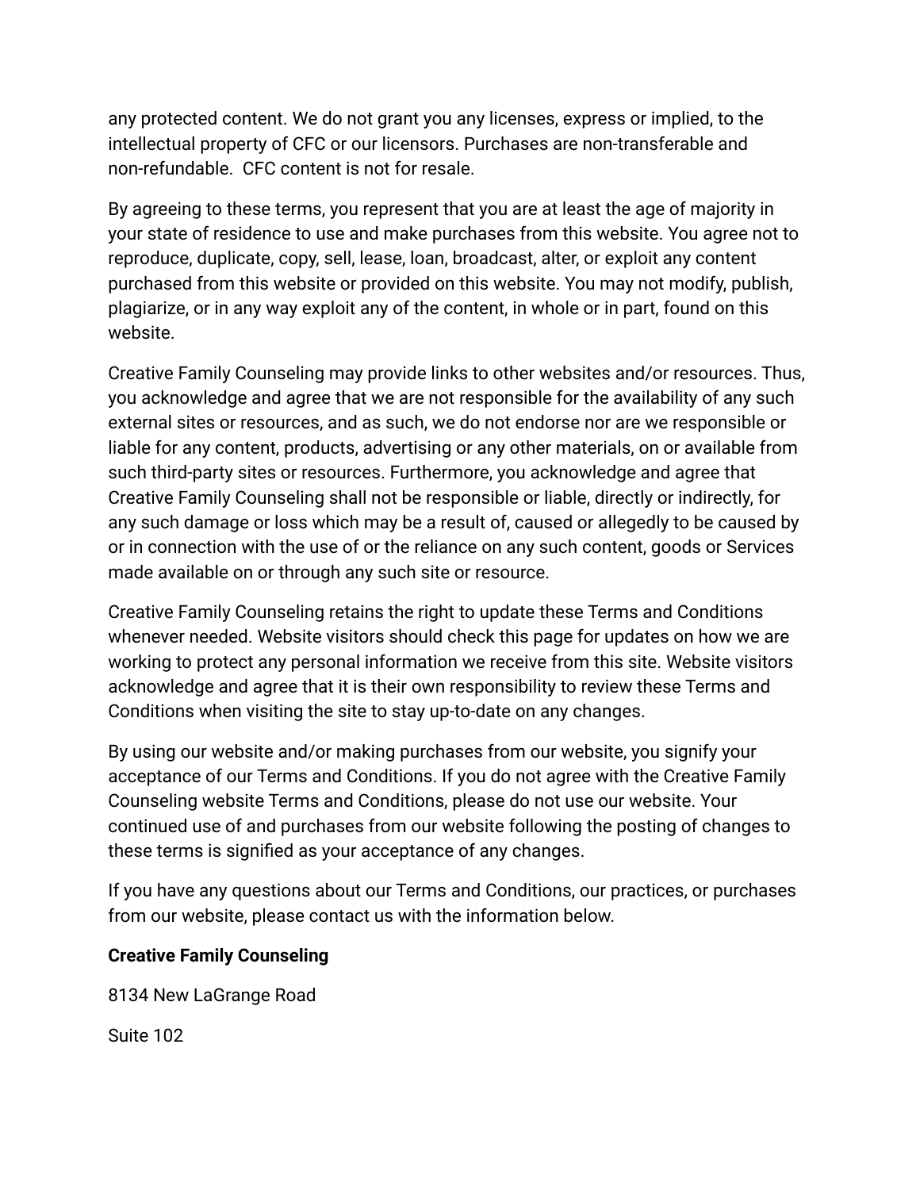any protected content. We do not grant you any licenses, express or implied, to the intellectual property of CFC or our licensors. Purchases are non-transferable and non-refundable.  CFC content is not for resale.

By agreeing to these terms, you represent that you are at least the age of majority in your state of residence to use and make purchases from this website. You agree not to reproduce, duplicate, copy, sell, lease, loan, broadcast, alter, or exploit any content purchased from this website or provided on this website. You may not modify, publish, plagiarize, or in any way exploit any of the content, in whole or in part, found on this website.

Creative Family Counseling may provide links to other websites and/or resources. Thus, you acknowledge and agree that we are not responsible for the availability of any such external sites or resources, and as such, we do not endorse nor are we responsible or liable for any content, products, advertising or any other materials, on or available from such third-party sites or resources. Furthermore, you acknowledge and agree that Creative Family Counseling shall not be responsible or liable, directly or indirectly, for any such damage or loss which may be a result of, caused or allegedly to be caused by or in connection with the use of or the reliance on any such content, goods or Services made available on or through any such site or resource.

Creative Family Counseling retains the right to update these Terms and Conditions whenever needed. Website visitors should check this page for updates on how we are working to protect any personal information we receive from this site. Website visitors acknowledge and agree that it is their own responsibility to review these Terms and Conditions when visiting the site to stay up-to-date on any changes.

By using our website and/or making purchases from our website, you signify your acceptance of our Terms and Conditions. If you do not agree with the Creative Family Counseling website Terms and Conditions, please do not use our website. Your continued use of and purchases from our website following the posting of changes to these terms is signified as your acceptance of any changes.

If you have any questions about our Terms and Conditions, our practices, or purchases from our website, please contact us with the information below.

**Creative Family Counseling**

8134 New LaGrange Road

Suite 102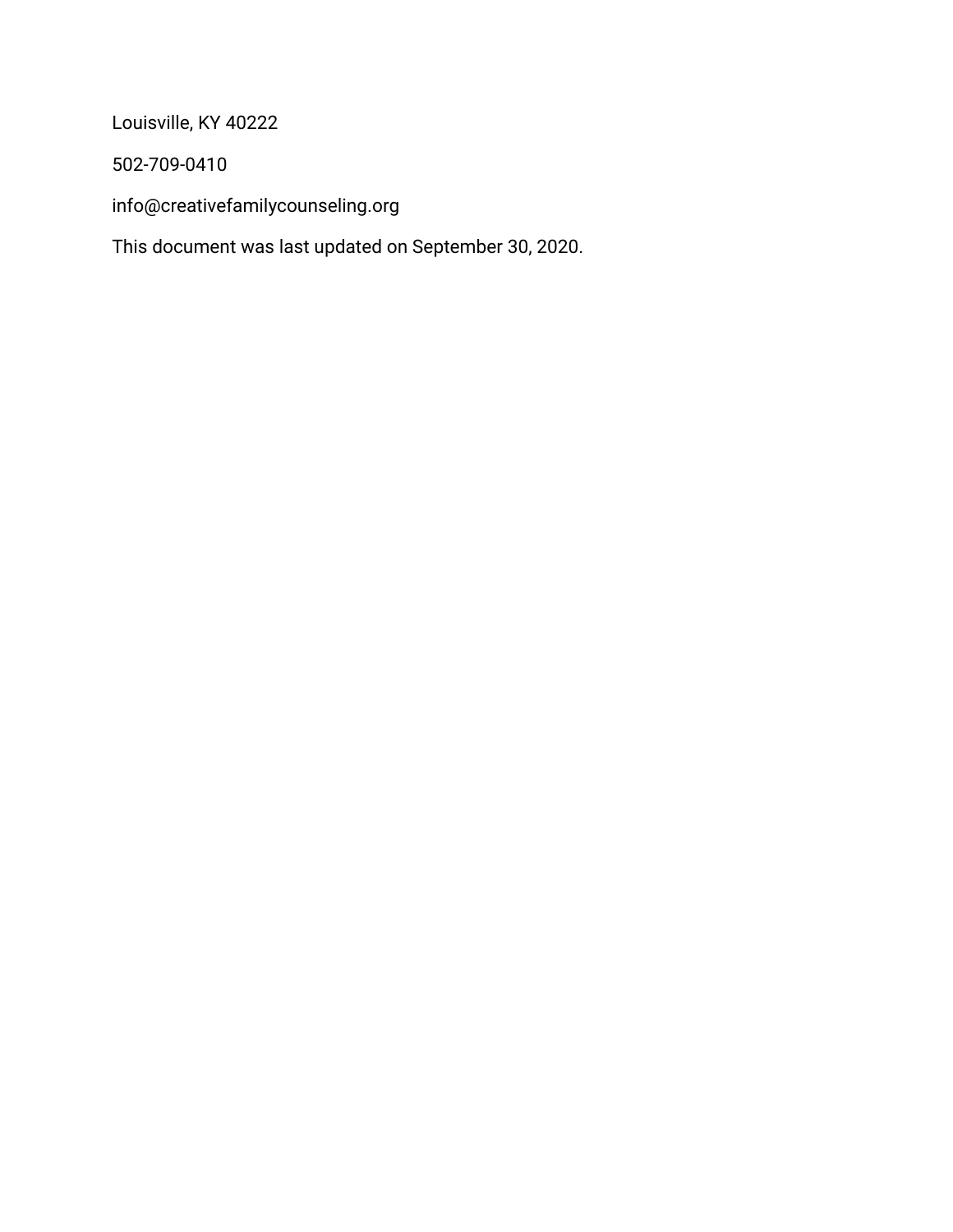Louisville, KY 40222

502-709-0410

info@creativefamilycounseling.org

This document was last updated on September 30, 2020.